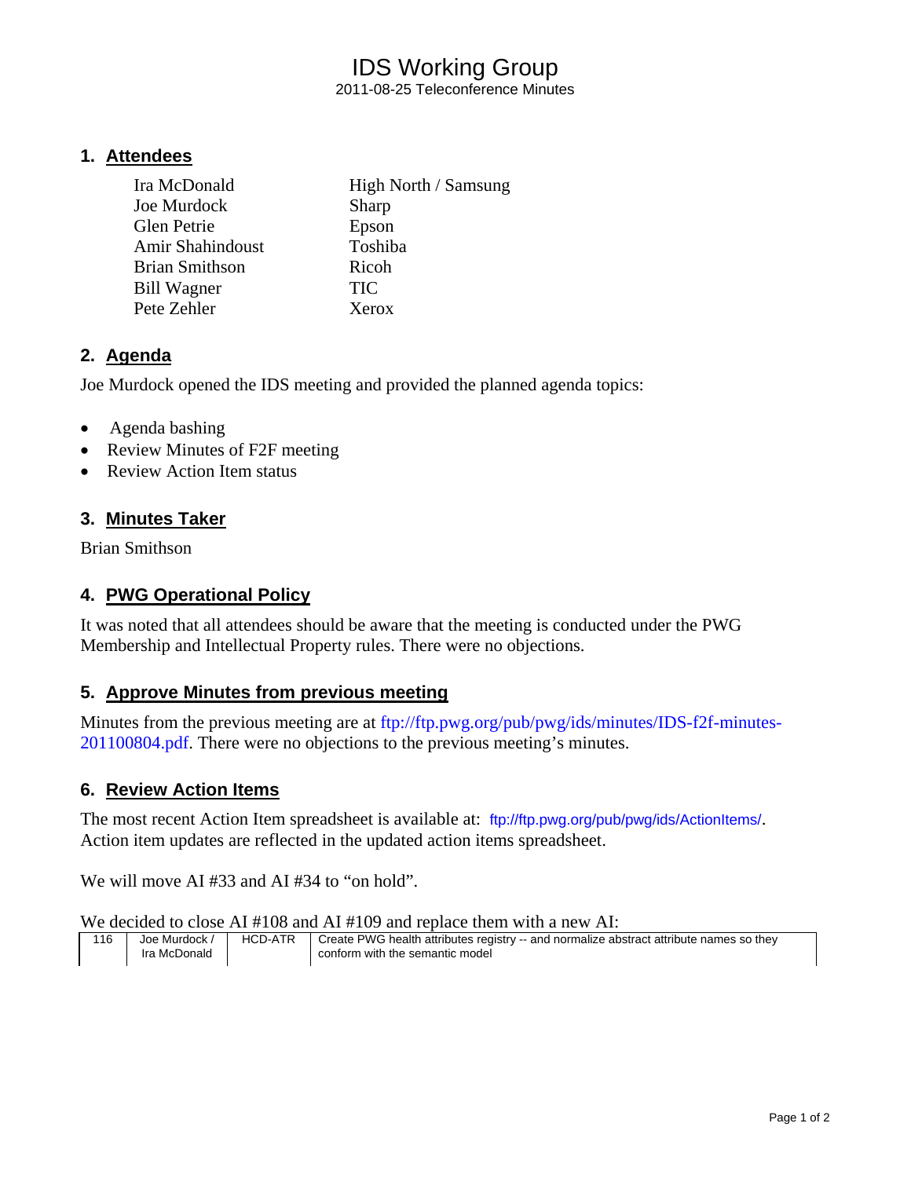# IDS Working Group

2011-08-25 Teleconference Minutes

## 1. Attendees

| | |
|---|---|
| Ira McDonald | High North / Samsung |
| Joe Murdock | Sharp |
| Glen Petrie | Epson |
| Amir Shahindoust | Toshiba |
| Brian Smithson | Ricoh |
| Bill Wagner | TIC |
| Pete Zehler | Xerox |

## 2. Agenda

Joe Murdock opened the IDS meeting and provided the planned agenda topics:

- Agenda bashing
- Review Minutes of F2F meeting
- Review Action Item status

## 3. Minutes Taker

Brian Smithson

## 4. PWG Operational Policy

It was noted that all attendees should be aware that the meeting is conducted under the PWG Membership and Intellectual Property rules. There were no objections.

## 5. Approve Minutes from previous meeting

Minutes from the previous meeting are at ftp://ftp.pwg.org/pub/pwg/ids/minutes/IDS-f2f-minutes-201100804.pdf. There were no objections to the previous meeting's minutes.

## 6. Review Action Items

The most recent Action Item spreadsheet is available at: ftp://ftp.pwg.org/pub/pwg/ids/ActionItems/. Action item updates are reflected in the updated action items spreadsheet.

We will move AI #33 and AI #34 to "on hold".

We decided to close AI #108 and AI #109 and replace them with a new AI:

| | | | |
|---|---|---|---|
| 116 | Joe Murdock / Ira McDonald | HCD-ATR | Create PWG health attributes registry -- and normalize abstract attribute names so they conform with the semantic model |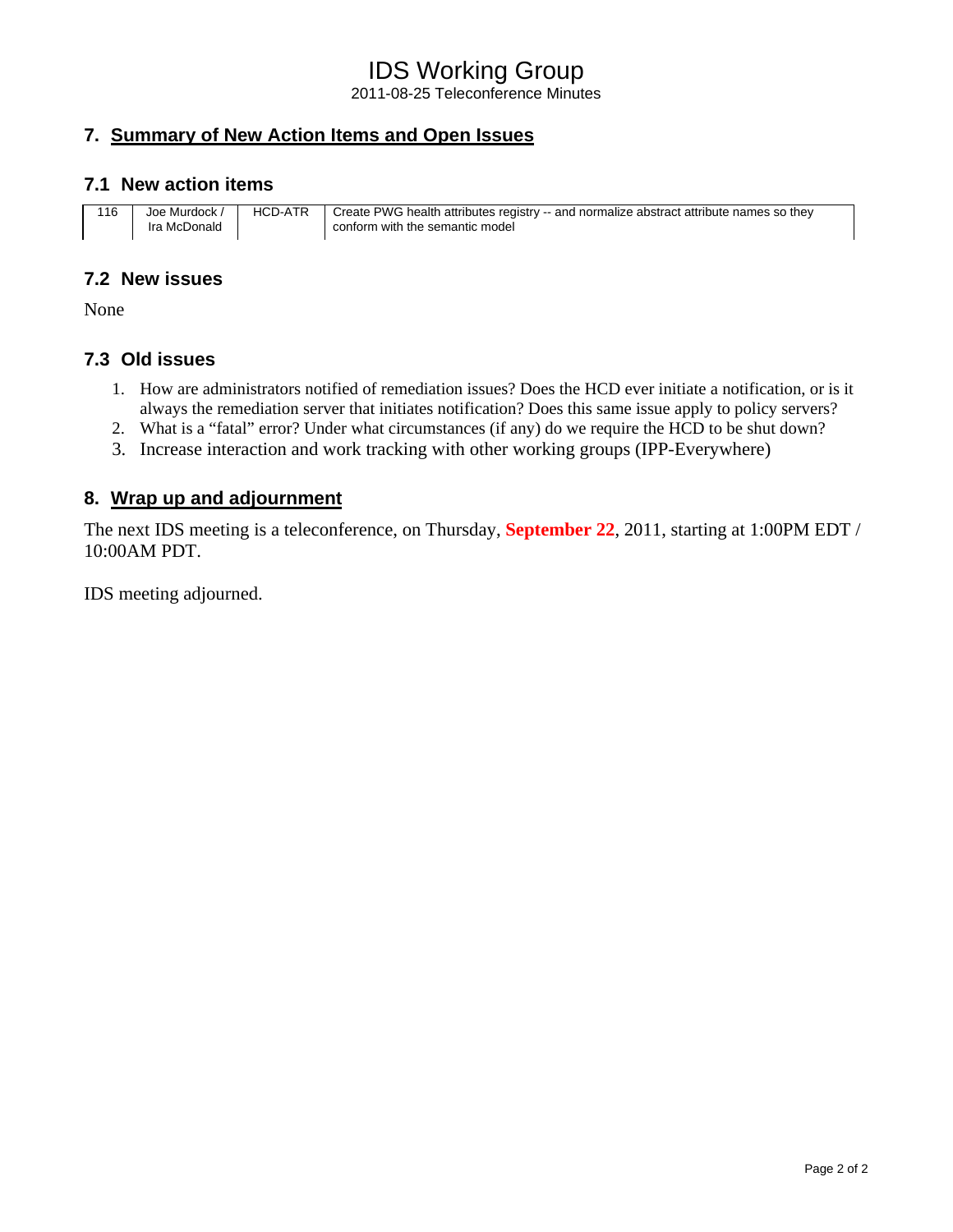## 7. Summary of New Action Items and Open Issues

### 7.1 New action items

| | | | |
|---|---|---|---|
| 116 | Joe Murdock / Ira McDonald | HCD-ATR | Create PWG health attributes registry -- and normalize abstract attribute names so they conform with the semantic model |

### 7.2 New issues

None

### 7.3 Old issues

1. How are administrators notified of remediation issues? Does the HCD ever initiate a notification, or is it always the remediation server that initiates notification? Does this same issue apply to policy servers?
2. What is a "fatal" error? Under what circumstances (if any) do we require the HCD to be shut down?
3. Increase interaction and work tracking with other working groups (IPP-Everywhere)

## 8. Wrap up and adjournment

The next IDS meeting is a teleconference, on Thursday, **September 22**, 2011, starting at 1:00PM EDT / 10:00AM PDT.

IDS meeting adjourned.